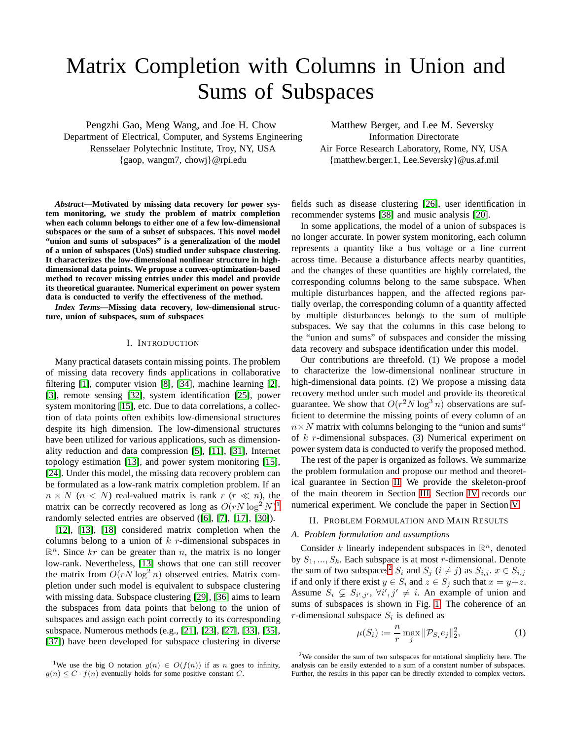# Matrix Completion with Columns in Union and Sums of Subspaces

Pengzhi Gao, Meng Wang, and Joe H. Chow
Department of Electrical, Computer, and Systems Engineering
Rensselaer Polytechnic Institute, Troy, NY, USA
{gaop, wangm7, chowj}@rpi.edu

Matthew Berger, and Lee M. Seversky
Information Directorate
Air Force Research Laboratory, Rome, NY, USA
{matthew.berger.1, Lee.Seversky}@us.af.mil

***Abstract*—Motivated by missing data recovery for power system monitoring, we study the problem of matrix completion when each column belongs to either one of a few low-dimensional subspaces or the sum of a subset of subspaces. This novel model "union and sums of subspaces" is a generalization of the model of a union of subspaces (UoS) studied under subspace clustering. It characterizes the low-dimensional nonlinear structure in high-dimensional data points. We propose a convex-optimization-based method to recover missing entries under this model and provide its theoretical guarantee. Numerical experiment on power system data is conducted to verify the effectiveness of the method.**

***Index Terms*—Missing data recovery, low-dimensional structure, union of subspaces, sum of subspaces**

## I. Introduction

Many practical datasets contain missing points. The problem of missing data recovery finds applications in collaborative filtering [1], computer vision [8], [34], machine learning [2], [3], remote sensing [32], system identification [25], power system monitoring [15], etc. Due to data correlations, a collection of data points often exhibits low-dimensional structures despite its high dimension. The low-dimensional structures have been utilized for various applications, such as dimensionality reduction and data compression [5], [11], [31], Internet topology estimation [13], and power system monitoring [15], [24]. Under this model, the missing data recovery problem can be formulated as a low-rank matrix completion problem. If an $n \times N$ ($n < N$) real-valued matrix is rank $r$ ($r \ll n$), the matrix can be correctly recovered as long as $O(rN \log^2 N)$[1] randomly selected entries are observed ([6], [7], [17], [30]).

[12], [13], [18] considered matrix completion when the columns belong to a union of $k$ $r$-dimensional subspaces in $\mathbb{R}^n$. Since $kr$ can be greater than $n$, the matrix is no longer low-rank. Nevertheless, [13] shows that one can still recover the matrix from $O(rN \log^2 n)$ observed entries. Matrix completion under such model is equivalent to subspace clustering with missing data. Subspace clustering [29], [36] aims to learn the subspaces from data points that belong to the union of subspaces and assign each point correctly to its corresponding subspace. Numerous methods (e.g., [21], [23], [27], [33], [35], [37]) have been developed for subspace clustering in diverse fields such as disease clustering [26], user identification in recommender systems [38] and music analysis [20].

In some applications, the model of a union of subspaces is no longer accurate. In power system monitoring, each column represents a quantity like a bus voltage or a line current across time. Because a disturbance affects nearby quantities, and the changes of these quantities are highly correlated, the corresponding columns belong to the same subspace. When multiple disturbances happen, and the affected regions partially overlap, the corresponding column of a quantity affected by multiple disturbances belongs to the sum of multiple subspaces. We say that the columns in this case belong to the "union and sums" of subspaces and consider the missing data recovery and subspace identification under this model.

Our contributions are threefold. (1) We propose a model to characterize the low-dimensional nonlinear structure in high-dimensional data points. (2) We propose a missing data recovery method under such model and provide its theoretical guarantee. We show that $O(r^2 N \log^3 n)$ observations are sufficient to determine the missing points of every column of an $n \times N$ matrix with columns belonging to the "union and sums" of $k$ $r$-dimensional subspaces. (3) Numerical experiment on power system data is conducted to verify the proposed method.

The rest of the paper is organized as follows. We summarize the problem formulation and propose our method and theoretical guarantee in Section II. We provide the skeleton-proof of the main theorem in Section III. Section IV records our numerical experiment. We conclude the paper in Section V.

## II. Problem Formulation and Main Results

### A. Problem formulation and assumptions

Consider $k$ linearly independent subspaces in $\mathbb{R}^n$, denoted by $S_1, ..., S_k$. Each subspace is at most $r$-dimensional. Denote the sum of two subspaces[2] $S_i$ and $S_j$ ($i \neq j$) as $S_{i,j}$. $x \in S_{i,j}$ if and only if there exist $y \in S_i$ and $z \in S_j$ such that $x = y + z$. Assume $S_i \subsetneq S_{i',j'}$, $\forall i', j' \neq i$. An example of union and sums of subspaces is shown in Fig. 1. The coherence of an $r$-dimensional subspace $S_i$ is defined as

$$\mu(S_i) := \frac{n}{r} \max_j \|\mathcal{P}_{S_i} e_j\|_2^2, \tag{1}$$

[1] We use the big O notation $g(n) \in O(f(n))$ if as $n$ goes to infinity, $g(n) \leq C \cdot f(n)$ eventually holds for some positive constant $C$.

[2] We consider the sum of two subspaces for notational simplicity here. The analysis can be easily extended to a sum of a constant number of subspaces. Further, the results in this paper can be directly extended to complex vectors.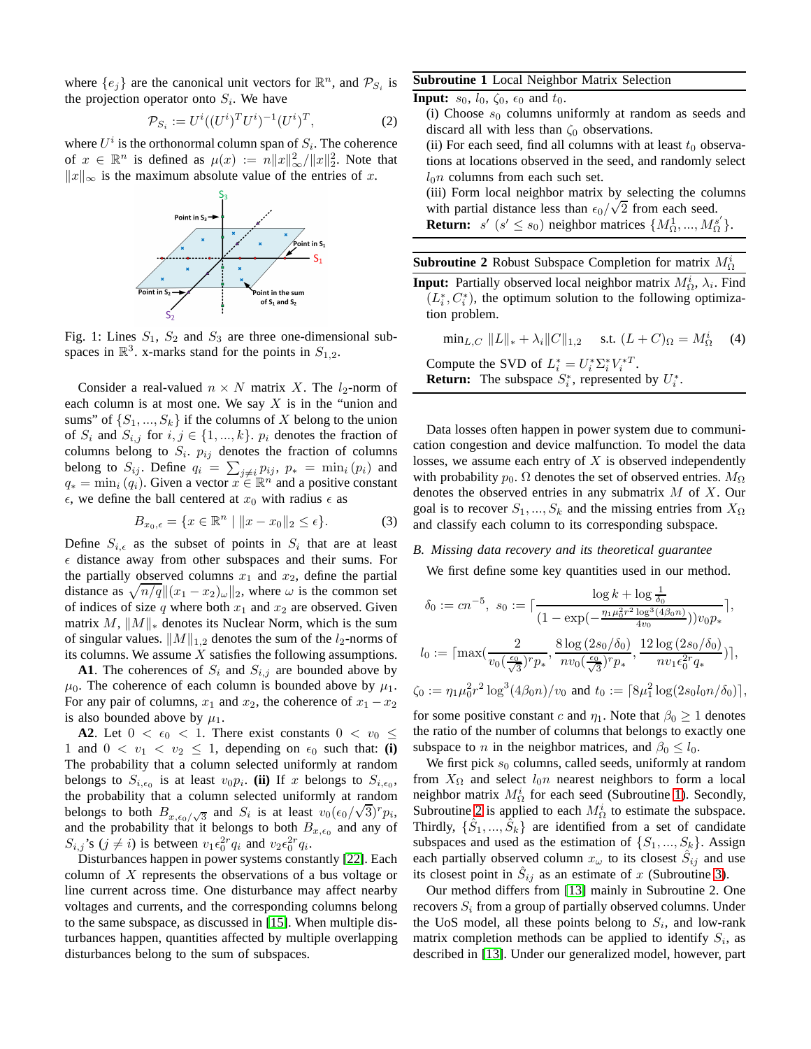where $\{e_j\}$ are the canonical unit vectors for $\mathbb{R}^n$, and $\mathcal{P}_{S_i}$ is the projection operator onto $S_i$. We have

$$\mathcal{P}_{S_i} := U^i((U^i)^T U^i)^{-1}(U^i)^T, \tag{2}$$

where $U^i$ is the orthonormal column span of $S_i$. The coherence of $x \in \mathbb{R}^n$ is defined as $\mu(x) := n\|x\|_\infty^2/\|x\|_2^2$. Note that $\|x\|_\infty$ is the maximum absolute value of the entries of $x$.

Fig. 1: Lines $S_1$, $S_2$ and $S_3$ are three one-dimensional subspaces in $\mathbb{R}^3$. x-marks stand for the points in $S_{1,2}$.

Consider a real-valued $n \times N$ matrix $X$. The $l_2$-norm of each column is at most one. We say $X$ is in the "union and sums" of $\{S_1, ..., S_k\}$ if the columns of $X$ belong to the union of $S_i$ and $S_{i,j}$ for $i, j \in \{1, ..., k\}$. $p_i$ denotes the fraction of columns belong to $S_i$. $p_{ij}$ denotes the fraction of columns belong to $S_{ij}$. Define $q_i = \sum_{j \neq i} p_{ij}$, $p_* = \min_i(p_i)$ and $q_* = \min_i(q_i)$. Given a vector $x \in \mathbb{R}^n$ and a positive constant $\epsilon$, we define the ball centered at $x_0$ with radius $\epsilon$ as

$$B_{x_0,\epsilon} = \{x \in \mathbb{R}^n \mid \|x - x_0\|_2 \leq \epsilon\}. \tag{3}$$

Define $S_{i,\epsilon}$ as the subset of points in $S_i$ that are at least $\epsilon$ distance away from other subspaces and their sums. For the partially observed columns $x_1$ and $x_2$, define the partial distance as $\sqrt{n/q}\|(x_1 - x_2)_\omega\|_2$, where $\omega$ is the common set of indices of size $q$ where both $x_1$ and $x_2$ are observed. Given matrix $M$, $\|M\|_*$ denotes its Nuclear Norm, which is the sum of singular values. $\|M\|_{1,2}$ denotes the sum of the $l_2$-norms of its columns. We assume $X$ satisfies the following assumptions.

**A1**. The coherences of $S_i$ and $S_{i,j}$ are bounded above by $\mu_0$. The coherence of each column is bounded above by $\mu_1$. For any pair of columns, $x_1$ and $x_2$, the coherence of $x_1 - x_2$ is also bounded above by $\mu_1$.

**A2**. Let $0 < \epsilon_0 < 1$. There exist constants $0 < v_0 \leq 1$ and $0 < v_1 < v_2 \leq 1$, depending on $\epsilon_0$ such that: **(i)** The probability that a column selected uniformly at random belongs to $S_{i,\epsilon_0}$ is at least $v_0 p_i$. **(ii)** If $x$ belongs to $S_{i,\epsilon_0}$, the probability that a column selected uniformly at random belongs to both $B_{x,\epsilon_0/\sqrt{3}}$ and $S_i$ is at least $v_0(\epsilon_0/\sqrt{3})^r p_i$, and the probability that it belongs to both $B_{x,\epsilon_0}$ and any of $S_{i,j}$'s ($j \neq i$) is between $v_1\epsilon_0^{2r} q_i$ and $v_2\epsilon_0^{2r} q_i$.

Disturbances happen in power systems constantly [22]. Each column of $X$ represents the observations of a bus voltage or line current across time. One disturbance may affect nearby voltages and currents, and the corresponding columns belong to the same subspace, as discussed in [15]. When multiple disturbances happen, quantities affected by multiple overlapping disturbances belong to the sum of subspaces.

---

**Subroutine 1** Local Neighbor Matrix Selection

**Input:** $s_0$, $l_0$, $\zeta_0$, $\epsilon_0$ and $t_0$.

(i) Choose $s_0$ columns uniformly at random as seeds and discard all with less than $\zeta_0$ observations.

(ii) For each seed, find all columns with at least $t_0$ observations at locations observed in the seed, and randomly select $l_0 n$ columns from each such set.

(iii) Form local neighbor matrix by selecting the columns with partial distance less than $\epsilon_0/\sqrt{2}$ from each seed.

**Return:** $s'$ ($s' \leq s_0$) neighbor matrices $\{M_\Omega^1, ..., M_\Omega^{s'}\}$.

---

**Subroutine 2** Robust Subspace Completion for matrix $M_\Omega^i$

**Input:** Partially observed local neighbor matrix $M_\Omega^i$, $\lambda_i$. Find $(L_i^*, C_i^*)$, the optimum solution to the following optimization problem.

$$\min_{L,C} \ \|L\|_* + \lambda_i\|C\|_{1,2} \quad \text{s.t. } (L + C)_\Omega = M_\Omega^i \tag{4}$$

Compute the SVD of $L_i^* = U_i^*\Sigma_i^* V_i^{*T}$.

**Return:** The subspace $S_i^*$, represented by $U_i^*$.

---

Data losses often happen in power system due to communication congestion and device malfunction. To model the data losses, we assume each entry of $X$ is observed independently with probability $p_0$. $\Omega$ denotes the set of observed entries. $M_\Omega$ denotes the observed entries in any submatrix $M$ of $X$. Our goal is to recover $S_1, ..., S_k$ and the missing entries from $X_\Omega$ and classify each column to its corresponding subspace.

### *B. Missing data recovery and its theoretical guarantee*

We first define some key quantities used in our method.

$$\delta_0 := cn^{-5},\ \ s_0 := \lceil \frac{\log k + \log \frac{1}{\delta_0}}{(1 - \exp(-\frac{\eta_1\mu_0^2 r^2 \log^3(4\beta_0 n)}{4v_0}))v_0 p_*} \rceil,$$

$$l_0 := \lceil \max(\frac{2}{v_0(\frac{\epsilon_0}{\sqrt{3}})^r p_*}, \frac{8\log(2s_0/\delta_0)}{nv_0(\frac{\epsilon_0}{\sqrt{3}})^r p_*}, \frac{12\log(2s_0/\delta_0)}{nv_1\epsilon_0^{2r} q_*}) \rceil,$$

$$\zeta_0 := \eta_1\mu_0^2 r^2 \log^3(4\beta_0 n)/v_0 \text{ and } t_0 := \lceil 8\mu_1^2 \log(2s_0 l_0 n/\delta_0) \rceil,$$

for some positive constant $c$ and $\eta_1$. Note that $\beta_0 \geq 1$ denotes the ratio of the number of columns that belongs to exactly one subspace to $n$ in the neighbor matrices, and $\beta_0 \leq l_0$.

We first pick $s_0$ columns, called seeds, uniformly at random from $X_\Omega$ and select $l_0 n$ nearest neighbors to form a local neighbor matrix $M_\Omega^i$ for each seed (Subroutine 1). Secondly, Subroutine 2 is applied to each $M_\Omega^i$ to estimate the subspace. Thirdly, $\{\hat{S}_1, ..., \hat{S}_k\}$ are identified from a set of candidate subspaces and used as the estimation of $\{S_1, ..., S_k\}$. Assign each partially observed column $x_\omega$ to its closest $\hat{S}_{ij}$ and use its closest point in $\hat{S}_{ij}$ as an estimate of $x$ (Subroutine 3).

Our method differs from [13] mainly in Subroutine 2. One recovers $S_i$ from a group of partially observed columns. Under the UoS model, all these points belong to $S_i$, and low-rank matrix completion methods can be applied to identify $S_i$, as described in [13]. Under our generalized model, however, part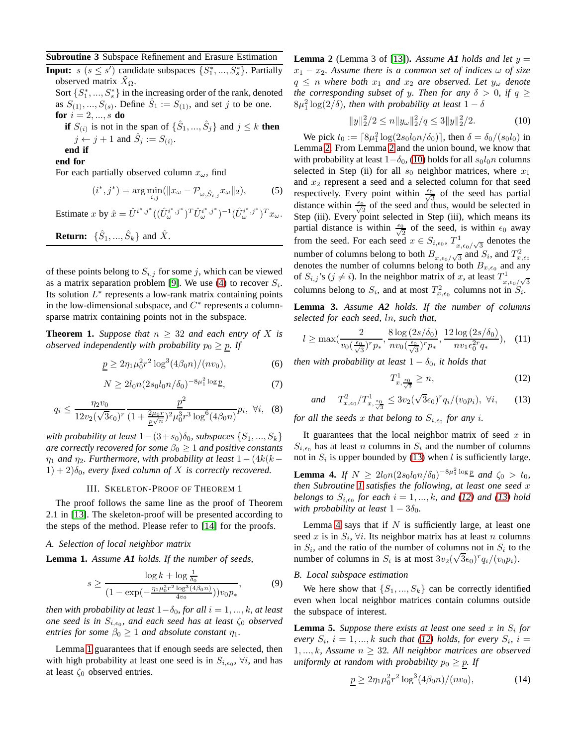**Subroutine 3** Subspace Refinement and Erasure Estimation

**Input:** $s$ ($s \leq s'$) candidate subspaces $\{S_1^*, ..., S_s^*\}$. Partially observed matrix $\tilde{X}_\Omega$.

Sort $\{S_1^*, ..., S_s^*\}$ in the increasing order of the rank, denoted as $S_{(1)}, ..., S_{(s)}$. Define $\hat{S}_1 := S_{(1)}$, and set $j$ to be one.

**for** $i = 2, ..., s$ **do**

  **if** $S_{(i)}$ is not in the span of $\{\hat{S}_1, ..., \hat{S}_j\}$ and $j \leq k$ **then**

   $j \leftarrow j + 1$ and $\hat{S}_j := S_{(i)}$.

  **end if**

**end for**

For each partially observed column $x_\omega$, find

$$(i^*, j^*) = \arg\min_{i,j}(\|x_\omega - \mathcal{P}_{\omega,\hat{S}_{i,j}} x_\omega\|_2), \tag{5}$$

Estimate $x$ by $\hat{x} = \hat{U}^{i^*,j^*}((\hat{U}_\omega^{i^*,j^*})^T\hat{U}_\omega^{i^*,j^*})^{-1}(\hat{U}_\omega^{i^*,j^*})^T x_\omega$.

**Return:** $\{\hat{S}_1, ..., \hat{S}_k\}$ and $\hat{X}$.

of these points belong to $S_{i,j}$ for some $j$, which can be viewed as a matrix separation problem [9]. We use (4) to recover $S_i$. Its solution $L^*$ represents a low-rank matrix containing points in the low-dimensional subspace, and $C^*$ represents a column-sparse matrix containing points not in the subspace.

**Theorem 1.** *Suppose that $n \geq 32$ and each entry of $X$ is observed independently with probability $p_0 \geq \underline{p}$. If*

$$\underline{p} \geq 2\eta_1\mu_0^2 r^2 \log^3(4\beta_0 n)/(nv_0), \tag{6}$$

$$N \geq 2l_0 n(2s_0 l_0 n/\delta_0)^{-8\mu_1^2 \log \underline{p}}, \tag{7}$$

$$q_i \leq \frac{\eta_2 v_0}{12 v_2(\sqrt{3}\epsilon_0)^r} \frac{\underline{p}^2}{(1+\frac{2\mu_0 r}{\underline{p}\sqrt{n}})^2 \mu_0^3 r^3 \log^6(4\beta_0 n)} p_i,\ \forall i, \tag{8}$$

*with probability at least $1-(3+s_0)\delta_0$, subspaces $\{S_1, ..., S_k\}$ are correctly recovered for some $\beta_0 \geq 1$ and positive constants $\eta_1$ and $\eta_2$. Furthermore, with probability at least $1-(4k(k-1)+2)\delta_0$, every fixed column of $X$ is correctly recovered.*

## III. Skeleton-Proof of Theorem 1

The proof follows the same line as the proof of Theorem 2.1 in [13]. The skeleton-proof will be presented according to the steps of the method. Please refer to [14] for the proofs.

### A. Selection of local neighbor matrix

**Lemma 1.** *Assume **A1** holds. If the number of seeds,*

$$s \geq \frac{\log k + \log \frac{1}{\delta_0}}{(1-\exp(-\frac{\eta_1 \mu_0^2 r^2 \log^3(4\beta_0 n)}{4v_0}))v_0 p_*}, \tag{9}$$

*then with probability at least $1-\delta_0$, for all $i = 1, ..., k$, at least one seed is in $S_{i,\epsilon_0}$, and each seed has at least $\zeta_0$ observed entries for some $\beta_0 \geq 1$ and absolute constant $\eta_1$.*

Lemma 1 guarantees that if enough seeds are selected, then with high probability at least one seed is in $S_{i,\epsilon_0}$, $\forall i$, and has at least $\zeta_0$ observed entries.

**Lemma 2** (Lemma 3 of [13])**.** *Assume **A1** holds and let $y = x_1 - x_2$. Assume there is a common set of indices $\omega$ of size $q \leq n$ where both $x_1$ and $x_2$ are observed. Let $y_\omega$ denote the corresponding subset of $y$. Then for any $\delta > 0$, if $q \geq 8\mu_1^2 \log(2/\delta)$, then with probability at least $1-\delta$*

$$\|y\|_2^2/2 \leq n\|y_\omega\|_2^2/q \leq 3\|y\|_2^2/2. \tag{10}$$

We pick $t_0 := \lceil 8\mu_1^2 \log(2s_0 l_0 n/\delta_0)\rceil$, then $\delta = \delta_0/(s_0 l_0)$ in Lemma 2. From Lemma 2 and the union bound, we know that with probability at least $1-\delta_0$, (10) holds for all $s_0 l_0 n$ columns selected in Step (ii) for all $s_0$ neighbor matrices, where $x_1$ and $x_2$ represent a seed and a selected column for that seed respectively. Every point within $\frac{\epsilon_0}{\sqrt{3}}$ of the seed has partial distance within $\frac{\epsilon_0}{\sqrt{2}}$ of the seed and thus, would be selected in Step (iii). Every point selected in Step (iii), which means its partial distance is within $\frac{\epsilon_0}{\sqrt{2}}$ of the seed, is within $\epsilon_0$ away from the seed. For each seed $x \in S_{i,\epsilon_0}$, $T^1_{x,\epsilon_0/\sqrt{3}}$ denotes the number of columns belong to both $B_{x,\epsilon_0/\sqrt{3}}$ and $S_i$, and $T^2_{x,\epsilon_0}$ denotes the number of columns belong to both $B_{x,\epsilon_0}$ and any of $S_{i,j}$'s ($j \neq i$). In the neighbor matrix of $x$, at least $T^1_{x,\epsilon_0/\sqrt{3}}$ columns belong to $S_i$, and at most $T^2_{x,\epsilon_0}$ columns not in $S_i$.

**Lemma 3.** *Assume **A2** holds. If the number of columns selected for each seed, $ln$, such that,*

$$l \geq \max(\frac{2}{v_0(\frac{\epsilon_0}{\sqrt{3}})^r p_*}, \frac{8\log(2s/\delta_0)}{nv_0(\frac{\epsilon_0}{\sqrt{3}})^r p_*}, \frac{12\log(2s/\delta_0)}{nv_1\epsilon_0^{2r} q_*}), \tag{11}$$

*then with probability at least $1-\delta_0$, it holds that*

$$T^1_{x,\frac{\epsilon_0}{\sqrt{3}}} \geq n, \tag{12}$$

$$\text{and} \quad T^2_{x,\epsilon_0}/T^1_{x,\frac{\epsilon_0}{\sqrt{3}}} \leq 3v_2(\sqrt{3}\epsilon_0)^r q_i/(v_0 p_i),\ \forall i, \tag{13}$$

*for all the seeds $x$ that belong to $S_{i,\epsilon_0}$ for any $i$.*

It guarantees that the local neighbor matrix of seed $x$ in $S_{i,\epsilon_0}$ has at least $n$ columns in $S_i$ and the number of columns not in $S_i$ is upper bounded by (13) when $l$ is sufficiently large.

**Lemma 4.** *If $N \geq 2l_0 n(2s_0 l_0 n/\delta)^{-8\mu_1^2 \log \underline{p}}$ and $\zeta_0 > t_0$, then Subroutine 1 satisfies the following, at least one seed $x$ belongs to $S_{i,\epsilon_0}$ for each $i = 1, ..., k$, and (12) and (13) hold with probability at least $1-3\delta_0$.*

Lemma 4 says that if $N$ is sufficiently large, at least one seed $x$ is in $S_i$, $\forall i$. Its neighbor matrix has at least $n$ columns in $S_i$, and the ratio of the number of columns not in $S_i$ to the number of columns in $S_i$ is at most $3v_2(\sqrt{3}\epsilon_0)^r q_i/(v_0 p_i)$.

### B. Local subspace estimation

We here show that $\{S_1, ..., S_k\}$ can be correctly identified even when local neighbor matrices contain columns outside the subspace of interest.

**Lemma 5.** *Suppose there exists at least one seed $x$ in $S_i$ for every $S_i$, $i = 1, ..., k$ such that (12) holds, for every $S_i$, $i = 1, ..., k$, Assume $n \geq 32$. All neighbor matrices are observed uniformly at random with probability $p_0 \geq \underline{p}$. If*

$$\underline{p} \geq 2\eta_1\mu_0^2 r^2 \log^3(4\beta_0 n)/(nv_0), \tag{14}$$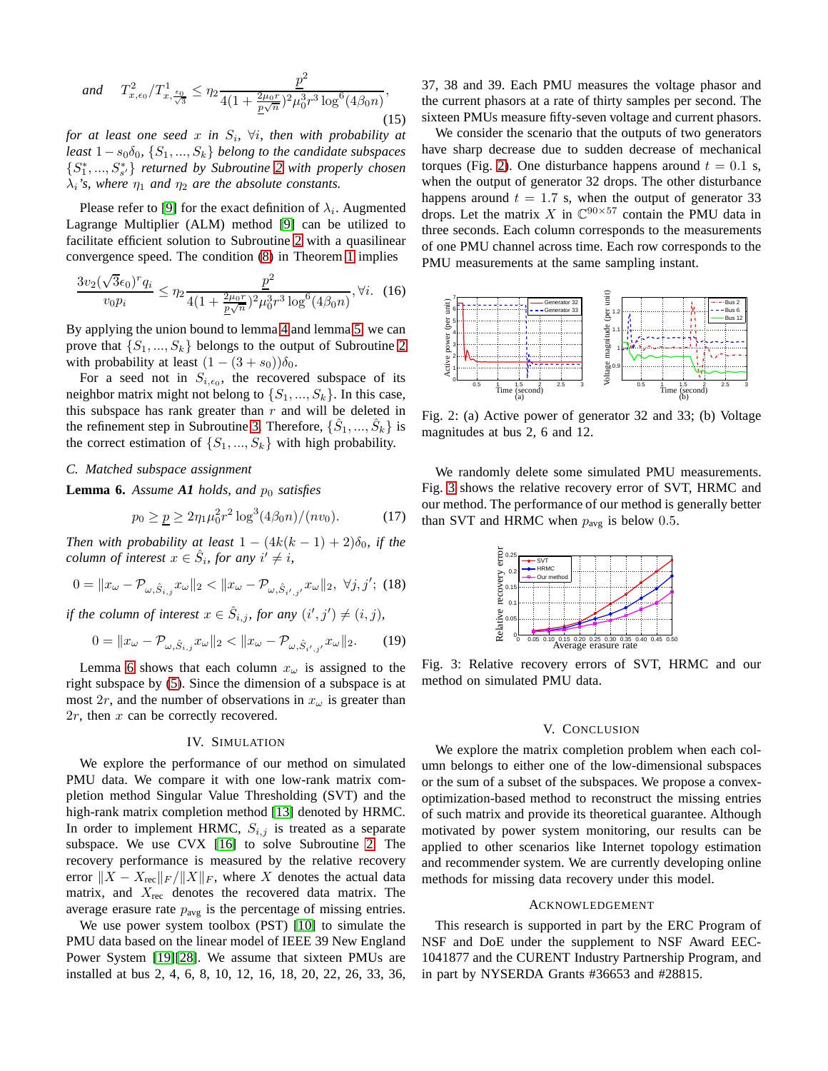$$\text{and} \quad T^2_{x,\epsilon_0}/T^1_{x,\frac{\epsilon_0}{\sqrt{3}}} \leq \eta_2 \frac{\underline{p}^2}{4(1+\frac{2\mu_0 r}{\underline{p}\sqrt{n}})^2 \mu_0^3 r^3 \log^6(4\beta_0 n)}, \tag{15}$$

*for at least one seed $x$ in $S_i$, $\forall i$, then with probability at least $1 - s_0\delta_0$, $\{S_1, ..., S_k\}$ belong to the candidate subspaces $\{S_1^*, ..., S_{s'}^*\}$ returned by Subroutine 2 with properly chosen $\lambda_i$'s, where $\eta_1$ and $\eta_2$ are the absolute constants.*

Please refer to [9] for the exact definition of $\lambda_i$. Augmented Lagrange Multiplier (ALM) method [9] can be utilized to facilitate efficient solution to Subroutine 2 with a quasilinear convergence speed. The condition (8) in Theorem 1 implies

$$\frac{3v_2(\sqrt{3}\epsilon_0)^r q_i}{v_0 p_i} \leq \eta_2 \frac{\underline{p}^2}{4(1+\frac{2\mu_0 r}{\underline{p}\sqrt{n}})^2 \mu_0^3 r^3 \log^6(4\beta_0 n)}, \forall i. \tag{16}$$

By applying the union bound to lemma 4 and lemma 5, we can prove that $\{S_1, ..., S_k\}$ belongs to the output of Subroutine 2 with probability at least $(1-(3+s_0))\delta_0$.

For a seed not in $S_{i,\epsilon_0}$, the recovered subspace of its neighbor matrix might not belong to $\{S_1, ..., S_k\}$. In this case, this subspace has rank greater than $r$ and will be deleted in the refinement step in Subroutine 3. Therefore, $\{\hat{S}_1, ..., \hat{S}_k\}$ is the correct estimation of $\{S_1, ..., S_k\}$ with high probability.

### C. Matched subspace assignment

**Lemma 6.** *Assume **A1** holds, and $p_0$ satisfies*

$$p_0 \geq \underline{p} \geq 2\eta_1 \mu_0^2 r^2 \log^3(4\beta_0 n)/(n v_0). \tag{17}$$

*Then with probability at least $1-(4k(k-1)+2)\delta_0$, if the column of interest $x \in \hat{S}_i$, for any $i' \neq i$,*

$$0 = \|x_\omega - \mathcal{P}_{\omega,\hat{S}_{i,j}} x_\omega\|_2 < \|x_\omega - \mathcal{P}_{\omega,\hat{S}_{i',j'}} x_\omega\|_2, \ \forall j, j'; \tag{18}$$

*if the column of interest $x \in \hat{S}_{i,j}$, for any $(i', j') \neq (i, j)$,*

$$0 = \|x_\omega - \mathcal{P}_{\omega,\hat{S}_{i,j}} x_\omega\|_2 < \|x_\omega - \mathcal{P}_{\omega,\hat{S}_{i',j'}} x_\omega\|_2. \tag{19}$$

Lemma 6 shows that each column $x_\omega$ is assigned to the right subspace by (5). Since the dimension of a subspace is at most $2r$, and the number of observations in $x_\omega$ is greater than $2r$, then $x$ can be correctly recovered.

## IV. Simulation

We explore the performance of our method on simulated PMU data. We compare it with one low-rank matrix completion method Singular Value Thresholding (SVT) and the high-rank matrix completion method [13] denoted by HRMC. In order to implement HRMC, $S_{i,j}$ is treated as a separate subspace. We use CVX [16] to solve Subroutine 2. The recovery performance is measured by the relative recovery error $\|X - X_{\text{rec}}\|_F / \|X\|_F$, where $X$ denotes the actual data matrix, and $X_{\text{rec}}$ denotes the recovered data matrix. The average erasure rate $p_{\text{avg}}$ is the percentage of missing entries.

We use power system toolbox (PST) [10] to simulate the PMU data based on the linear model of IEEE 39 New England Power System [19][28]. We assume that sixteen PMUs are installed at bus 2, 4, 6, 8, 10, 12, 16, 18, 20, 22, 26, 33, 36, 37, 38 and 39. Each PMU measures the voltage phasor and the current phasors at a rate of thirty samples per second. The sixteen PMUs measure fifty-seven voltage and current phasors.

We consider the scenario that the outputs of two generators have sharp decrease due to sudden decrease of mechanical torques (Fig. 2). One disturbance happens around $t = 0.1$ s, when the output of generator 32 drops. The other disturbance happens around $t = 1.7$ s, when the output of generator 33 drops. Let the matrix $X$ in $\mathbb{C}^{90 \times 57}$ contain the PMU data in three seconds. Each column corresponds to the measurements of one PMU channel across time. Each row corresponds to the PMU measurements at the same sampling instant.

Fig. 2: (a) Active power of generator 32 and 33; (b) Voltage magnitudes at bus 2, 6 and 12.

We randomly delete some simulated PMU measurements. Fig. 3 shows the relative recovery error of SVT, HRMC and our method. The performance of our method is generally better than SVT and HRMC when $p_{\text{avg}}$ is below 0.5.

Fig. 3: Relative recovery errors of SVT, HRMC and our method on simulated PMU data.

## V. Conclusion

We explore the matrix completion problem when each column belongs to either one of the low-dimensional subspaces or the sum of a subset of the subspaces. We propose a convex-optimization-based method to reconstruct the missing entries of such matrix and provide its theoretical guarantee. Although motivated by power system monitoring, our results can be applied to other scenarios like Internet topology estimation and recommender system. We are currently developing online methods for missing data recovery under this model.

## Acknowledgement

This research is supported in part by the ERC Program of NSF and DoE under the supplement to NSF Award EEC-1041877 and the CURENT Industry Partnership Program, and in part by NYSERDA Grants #36653 and #28815.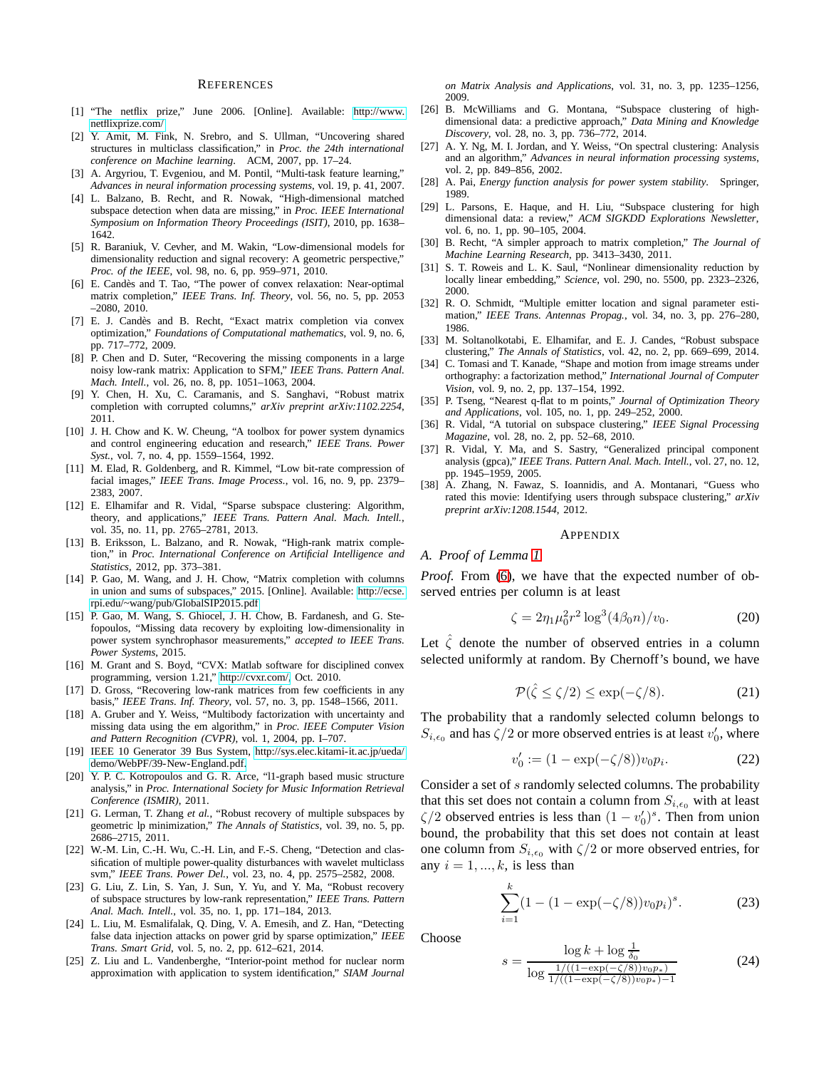## References

[1] "The netflix prize," June 2006. [Online]. Available: http://www.netflixprize.com/

[2] Y. Amit, M. Fink, N. Srebro, and S. Ullman, "Uncovering shared structures in multiclass classification," in *Proc. the 24th international conference on Machine learning*. ACM, 2007, pp. 17–24.

[3] A. Argyriou, T. Evgeniou, and M. Pontil, "Multi-task feature learning," *Advances in neural information processing systems*, vol. 19, p. 41, 2007.

[4] L. Balzano, B. Recht, and R. Nowak, "High-dimensional matched subspace detection when data are missing," in *Proc. IEEE International Symposium on Information Theory Proceedings (ISIT)*, 2010, pp. 1638–1642.

[5] R. Baraniuk, V. Cevher, and M. Wakin, "Low-dimensional models for dimensionality reduction and signal recovery: A geometric perspective," *Proc. of the IEEE*, vol. 98, no. 6, pp. 959–971, 2010.

[6] E. Candès and T. Tao, "The power of convex relaxation: Near-optimal matrix completion," *IEEE Trans. Inf. Theory*, vol. 56, no. 5, pp. 2053–2080, 2010.

[7] E. J. Candès and B. Recht, "Exact matrix completion via convex optimization," *Foundations of Computational mathematics*, vol. 9, no. 6, pp. 717–772, 2009.

[8] P. Chen and D. Suter, "Recovering the missing components in a large noisy low-rank matrix: Application to SFM," *IEEE Trans. Pattern Anal. Mach. Intell.*, vol. 26, no. 8, pp. 1051–1063, 2004.

[9] Y. Chen, H. Xu, C. Caramanis, and S. Sanghavi, "Robust matrix completion with corrupted columns," *arXiv preprint arXiv:1102.2254*, 2011.

[10] J. H. Chow and K. W. Cheung, "A toolbox for power system dynamics and control engineering education and research," *IEEE Trans. Power Syst.*, vol. 7, no. 4, pp. 1559–1564, 1992.

[11] M. Elad, R. Goldenberg, and R. Kimmel, "Low bit-rate compression of facial images," *IEEE Trans. Image Process.*, vol. 16, no. 9, pp. 2379–2383, 2007.

[12] E. Elhamifar and R. Vidal, "Sparse subspace clustering: Algorithm, theory, and applications," *IEEE Trans. Pattern Anal. Mach. Intell.*, vol. 35, no. 11, pp. 2765–2781, 2013.

[13] B. Eriksson, L. Balzano, and R. Nowak, "High-rank matrix completion," in *Proc. International Conference on Artificial Intelligence and Statistics*, 2012, pp. 373–381.

[14] P. Gao, M. Wang, and J. H. Chow, "Matrix completion with columns in union and sums of subspaces," 2015. [Online]. Available: http://ecse.rpi.edu/~wang/pub/GlobalSIP2015.pdf

[15] P. Gao, M. Wang, S. Ghiocel, J. H. Chow, B. Fardanesh, and G. Stefopoulos, "Missing data recovery by exploiting low-dimensionality in power system synchrophasor measurements," *accepted to IEEE Trans. Power Systems*, 2015.

[16] M. Grant and S. Boyd, "CVX: Matlab software for disciplined convex programming, version 1.21," http://cvxr.com/, Oct. 2010.

[17] D. Gross, "Recovering low-rank matrices from few coefficients in any basis," *IEEE Trans. Inf. Theory*, vol. 57, no. 3, pp. 1548–1566, 2011.

[18] A. Gruber and Y. Weiss, "Multibody factorization with uncertainty and missing data using the em algorithm," in *Proc. IEEE Computer Vision and Pattern Recognition (CVPR)*, vol. 1, 2004, pp. I–707.

[19] IEEE 10 Generator 39 Bus System, http://sys.elec.kitami-it.ac.jp/ueda/demo/WebPF/39-New-England.pdf.

[20] Y. P. C. Kotropoulos and G. R. Arce, "l1-graph based music structure analysis," in *Proc. International Society for Music Information Retrieval Conference (ISMIR)*, 2011.

[21] G. Lerman, T. Zhang *et al.*, "Robust recovery of multiple subspaces by geometric lp minimization," *The Annals of Statistics*, vol. 39, no. 5, pp. 2686–2715, 2011.

[22] W.-M. Lin, C.-H. Wu, C.-H. Lin, and F.-S. Cheng, "Detection and classification of multiple power-quality disturbances with wavelet multiclass svm," *IEEE Trans. Power Del.*, vol. 23, no. 4, pp. 2575–2582, 2008.

[23] G. Liu, Z. Lin, S. Yan, J. Sun, Y. Yu, and Y. Ma, "Robust recovery of subspace structures by low-rank representation," *IEEE Trans. Pattern Anal. Mach. Intell.*, vol. 35, no. 1, pp. 171–184, 2013.

[24] L. Liu, M. Esmalifalak, Q. Ding, V. A. Emesih, and Z. Han, "Detecting false data injection attacks on power grid by sparse optimization," *IEEE Trans. Smart Grid*, vol. 5, no. 2, pp. 612–621, 2014.

[25] Z. Liu and L. Vandenberghe, "Interior-point method for nuclear norm approximation with application to system identification," *SIAM Journal on Matrix Analysis and Applications*, vol. 31, no. 3, pp. 1235–1256, 2009.

[26] B. McWilliams and G. Montana, "Subspace clustering of high-dimensional data: a predictive approach," *Data Mining and Knowledge Discovery*, vol. 28, no. 3, pp. 736–772, 2014.

[27] A. Y. Ng, M. I. Jordan, and Y. Weiss, "On spectral clustering: Analysis and an algorithm," *Advances in neural information processing systems*, vol. 2, pp. 849–856, 2002.

[28] A. Pai, *Energy function analysis for power system stability*. Springer, 1989.

[29] L. Parsons, E. Haque, and H. Liu, "Subspace clustering for high dimensional data: a review," *ACM SIGKDD Explorations Newsletter*, vol. 6, no. 1, pp. 90–105, 2004.

[30] B. Recht, "A simpler approach to matrix completion," *The Journal of Machine Learning Research*, pp. 3413–3430, 2011.

[31] S. T. Roweis and L. K. Saul, "Nonlinear dimensionality reduction by locally linear embedding," *Science*, vol. 290, no. 5500, pp. 2323–2326, 2000.

[32] R. O. Schmidt, "Multiple emitter location and signal parameter estimation," *IEEE Trans. Antennas Propag.*, vol. 34, no. 3, pp. 276–280, 1986.

[33] M. Soltanolkotabi, E. Elhamifar, and E. J. Candes, "Robust subspace clustering," *The Annals of Statistics*, vol. 42, no. 2, pp. 669–699, 2014.

[34] C. Tomasi and T. Kanade, "Shape and motion from image streams under orthography: a factorization method," *International Journal of Computer Vision*, vol. 9, no. 2, pp. 137–154, 1992.

[35] P. Tseng, "Nearest q-flat to m points," *Journal of Optimization Theory and Applications*, vol. 105, no. 1, pp. 249–252, 2000.

[36] R. Vidal, "A tutorial on subspace clustering," *IEEE Signal Processing Magazine*, vol. 28, no. 2, pp. 52–68, 2010.

[37] R. Vidal, Y. Ma, and S. Sastry, "Generalized principal component analysis (gpca)," *IEEE Trans. Pattern Anal. Mach. Intell.*, vol. 27, no. 12, pp. 1945–1959, 2005.

[38] A. Zhang, N. Fawaz, S. Ioannidis, and A. Montanari, "Guess who rated this movie: Identifying users through subspace clustering," *arXiv preprint arXiv:1208.1544*, 2012.

## Appendix

### A. Proof of Lemma 1

*Proof.* From (6), we have that the expected number of observed entries per column is at least

$$\zeta = 2\eta_1 \mu_0^2 r^2 \log^3(4\beta_0 n)/v_0. \tag{20}$$

Let $\hat{\zeta}$ denote the number of observed entries in a column selected uniformly at random. By Chernoff's bound, we have

$$\mathcal{P}(\hat{\zeta} \leq \zeta/2) \leq \exp(-\zeta/8). \tag{21}$$

The probability that a randomly selected column belongs to $S_{i,\epsilon_0}$ and has $\zeta/2$ or more observed entries is at least $v_0'$, where

$$v_0' := (1 - \exp(-\zeta/8))v_0 p_i. \tag{22}$$

Consider a set of $s$ randomly selected columns. The probability that this set does not contain a column from $S_{i,\epsilon_0}$ with at least $\zeta/2$ observed entries is less than $(1 - v_0')^s$. Then from union bound, the probability that this set does not contain at least one column from $S_{i,\epsilon_0}$ with $\zeta/2$ or more observed entries, for any $i = 1, ..., k$, is less than

$$\sum_{i=1}^{k}(1 - (1 - \exp(-\zeta/8))v_0 p_i)^s. \tag{23}$$

Choose

$$s = \frac{\log k + \log \frac{1}{\delta_0}}{\log \frac{1/((1-\exp(-\zeta/8))v_0 p_*)}{1/((1-\exp(-\zeta/8))v_0 p_*)-1}} \tag{24}$$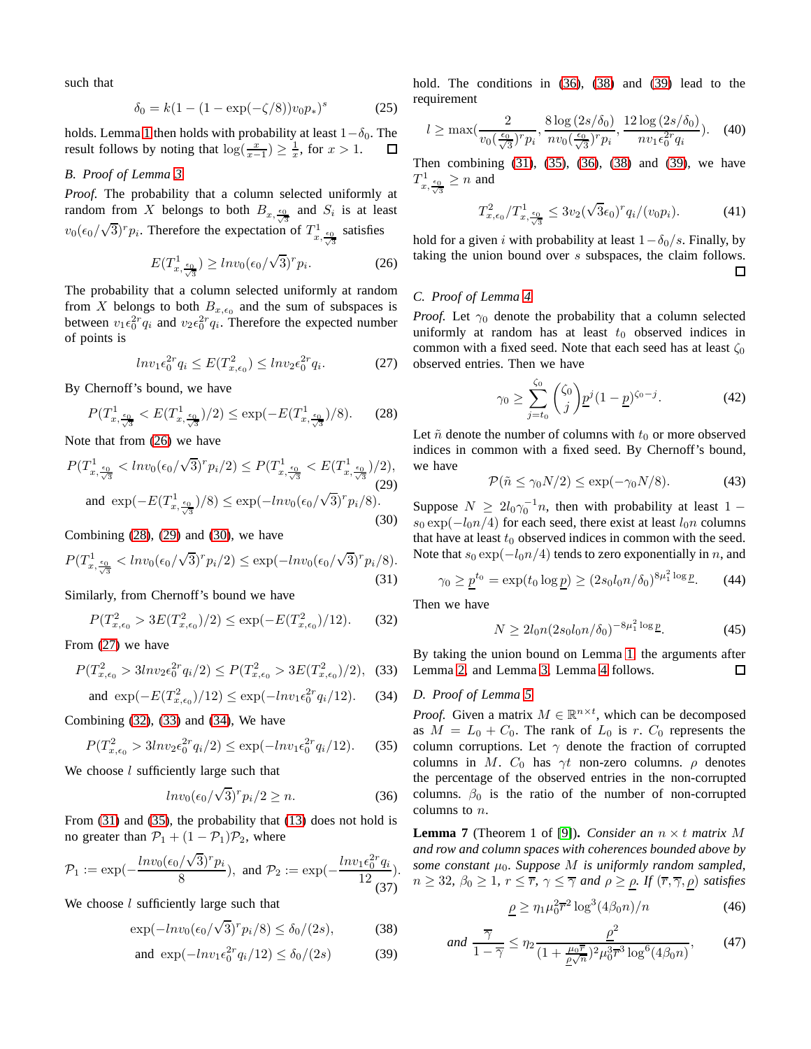such that

$$\delta_0 = k(1-(1-\exp(-\zeta/8))v_0 p_*)^s \tag{25}$$

holds. Lemma 1 then holds with probability at least $1-\delta_0$. The result follows by noting that $\log(\frac{x}{x-1}) \geq \frac{1}{x}$, for $x > 1$. □

### B. Proof of Lemma 3

*Proof.* The probability that a column selected uniformly at random from $X$ belongs to both $B_{x,\frac{\epsilon_0}{\sqrt{3}}}$ and $S_i$ is at least $v_0(\epsilon_0/\sqrt{3})^r p_i$. Therefore the expectation of $T^1_{x,\frac{\epsilon_0}{\sqrt{3}}}$ satisfies

$$E(T^1_{x,\frac{\epsilon_0}{\sqrt{3}}}) \geq lnv_0(\epsilon_0/\sqrt{3})^r p_i. \tag{26}$$

The probability that a column selected uniformly at random from $X$ belongs to both $B_{x,\epsilon_0}$ and the sum of subspaces is between $v_1\epsilon_0^{2r}q_i$ and $v_2\epsilon_0^{2r}q_i$. Therefore the expected number of points is

$$lnv_1\epsilon_0^{2r}q_i \leq E(T^2_{x,\epsilon_0}) \leq lnv_2\epsilon_0^{2r}q_i. \tag{27}$$

By Chernoff's bound, we have

$$P(T^1_{x,\frac{\epsilon_0}{\sqrt{3}}} < E(T^1_{x,\frac{\epsilon_0}{\sqrt{3}}})/2) \leq \exp(-E(T^1_{x,\frac{\epsilon_0}{\sqrt{3}}})/8). \tag{28}$$

Note that from (26) we have

$$P(T^1_{x,\frac{\epsilon_0}{\sqrt{3}}} < lnv_0(\epsilon_0/\sqrt{3})^r p_i/2) \leq P(T^1_{x,\frac{\epsilon_0}{\sqrt{3}}} < E(T^1_{x,\frac{\epsilon_0}{\sqrt{3}}})/2), \tag{29}$$

$$\text{and } \exp(-E(T^1_{x,\frac{\epsilon_0}{\sqrt{3}}})/8) \leq \exp(-lnv_0(\epsilon_0/\sqrt{3})^r p_i/8). \tag{30}$$

Combining (28), (29) and (30), we have

$$P(T^1_{x,\frac{\epsilon_0}{\sqrt{3}}} < lnv_0(\epsilon_0/\sqrt{3})^r p_i/2) \leq \exp(-lnv_0(\epsilon_0/\sqrt{3})^r p_i/8). \tag{31}$$

Similarly, from Chernoff's bound we have

$$P(T^2_{x,\epsilon_0} > 3E(T^2_{x,\epsilon_0})/2) \leq \exp(-E(T^2_{x,\epsilon_0})/12). \tag{32}$$

From (27) we have

$$P(T^2_{x,\epsilon_0} > 3lnv_2\epsilon_0^{2r}q_i/2) \leq P(T^2_{x,\epsilon_0} > 3E(T^2_{x,\epsilon_0})/2), \tag{33}$$

$$\text{and } \exp(-E(T^2_{x,\epsilon_0})/12) \leq \exp(-lnv_1\epsilon_0^{2r}q_i/12). \tag{34}$$

Combining (32), (33) and (34), We have

$$P(T^2_{x,\epsilon_0} > 3lnv_2\epsilon_0^{2r}q_i/2) \leq \exp(-lnv_1\epsilon_0^{2r}q_i/12). \tag{35}$$

We choose $l$ sufficiently large such that

$$lnv_0(\epsilon_0/\sqrt{3})^r p_i/2 \geq n. \tag{36}$$

From (31) and (35), the probability that (13) does not hold is no greater than $\mathcal{P}_1 + (1-\mathcal{P}_1)\mathcal{P}_2$, where

$$\mathcal{P}_1 := \exp(-\frac{lnv_0(\epsilon_0/\sqrt{3})^r p_i}{8}), \text{ and } \mathcal{P}_2 := \exp(-\frac{lnv_1\epsilon_0^{2r}q_i}{12}). \tag{37}$$

We choose $l$ sufficiently large such that

$$\exp(-lnv_0(\epsilon_0/\sqrt{3})^r p_i/8) \leq \delta_0/(2s), \tag{38}$$

$$\text{and } \exp(-lnv_1\epsilon_0^{2r}q_i/12) \leq \delta_0/(2s) \tag{39}$$

hold. The conditions in (36), (38) and (39) lead to the requirement

$$l \geq \max(\frac{2}{v_0(\frac{\epsilon_0}{\sqrt{3}})^r p_i}, \frac{8\log(2s/\delta_0)}{nv_0(\frac{\epsilon_0}{\sqrt{3}})^r p_i}, \frac{12\log(2s/\delta_0)}{nv_1\epsilon_0^{2r}q_i}). \tag{40}$$

Then combining (31), (35), (36), (38) and (39), we have $T^1_{x,\frac{\epsilon_0}{\sqrt{3}}} \geq n$ and

$$T^2_{x,\epsilon_0}/T^1_{x,\frac{\epsilon_0}{\sqrt{3}}} \leq 3v_2(\sqrt{3}\epsilon_0)^r q_i/(v_0 p_i). \tag{41}$$

hold for a given $i$ with probability at least $1-\delta_0/s$. Finally, by taking the union bound over $s$ subspaces, the claim follows. □

### C. Proof of Lemma 4

*Proof.* Let $\gamma_0$ denote the probability that a column selected uniformly at random has at least $t_0$ observed indices in common with a fixed seed. Note that each seed has at least $\zeta_0$ observed entries. Then we have

$$\gamma_0 \geq \sum_{j=t_0}^{\zeta_0} \binom{\zeta_0}{j} \underline{p}^j (1-\underline{p})^{\zeta_0 - j}. \tag{42}$$

Let $\tilde{n}$ denote the number of columns with $t_0$ or more observed indices in common with a fixed seed. By Chernoff's bound, we have

$$\mathcal{P}(\tilde{n} \leq \gamma_0 N/2) \leq \exp(-\gamma_0 N/8). \tag{43}$$

Suppose $N \geq 2l_0\gamma_0^{-1}n$, then with probability at least $1 - s_0\exp(-l_0 n/4)$ for each seed, there exist at least $l_0 n$ columns that have at least $t_0$ observed indices in common with the seed. Note that $s_0\exp(-l_0 n/4)$ tends to zero exponentially in $n$, and

$$\gamma_0 \geq \underline{p}^{t_0} = \exp(t_0 \log \underline{p}) \geq (2s_0 l_0 n/\delta_0)^{8\mu_1^2 \log \underline{p}}. \tag{44}$$

Then we have

$$N \geq 2l_0 n(2s_0 l_0 n/\delta_0)^{-8\mu_1^2 \log \underline{p}}. \tag{45}$$

By taking the union bound on Lemma 1, the arguments after Lemma 2, and Lemma 3, Lemma 4 follows. □

### D. Proof of Lemma 5

*Proof.* Given a matrix $M \in \mathbb{R}^{n\times t}$, which can be decomposed as $M = L_0 + C_0$. The rank of $L_0$ is $r$. $C_0$ represents the column corruptions. Let $\gamma$ denote the fraction of corrupted columns in $M$. $C_0$ has $\gamma t$ non-zero columns. $\rho$ denotes the percentage of the observed entries in the non-corrupted columns. $\beta_0$ is the ratio of the number of non-corrupted columns to $n$.

**Lemma 7** (Theorem 1 of [9]). *Consider an $n \times t$ matrix $M$ and row and column spaces with coherences bounded above by some constant $\mu_0$. Suppose $M$ is uniformly random sampled, $n \geq 32$, $\beta_0 \geq 1$, $r \leq \overline{r}$, $\gamma \leq \overline{\gamma}$ and $\rho \geq \underline{\rho}$. If $(\overline{r}, \overline{\gamma}, \underline{\rho})$ satisfies*

$$\underline{\rho} \geq \eta_1 \mu_0^2 \overline{r}^2 \log^3(4\beta_0 n)/n \tag{46}$$

$$\textit{and } \frac{\overline{\gamma}}{1-\overline{\gamma}} \leq \eta_2 \frac{\underline{\rho}^2}{(1+\frac{\mu_0 \overline{r}}{\underline{\rho}\sqrt{n}})^2 \mu_0^3 \overline{r}^3 \log^6(4\beta_0 n)}, \tag{47}$$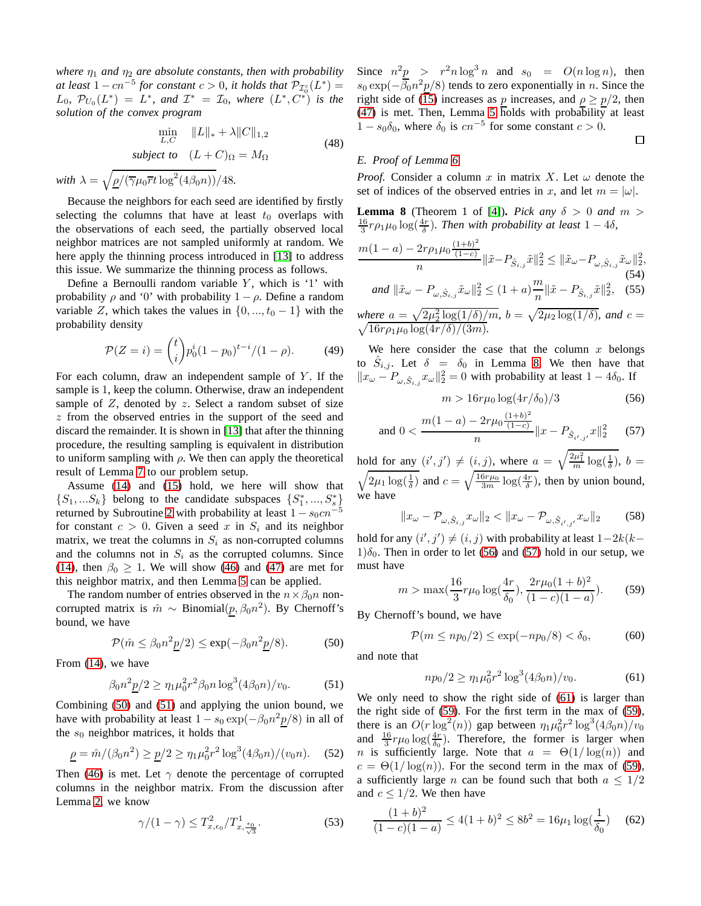*where $\eta_1$ and $\eta_2$ are absolute constants, then with probability at least $1 - cn^{-5}$ for constant $c > 0$, it holds that $\mathcal{P}_{\mathcal{I}_0^c}(L^*) = L_0$, $\mathcal{P}_{U_0}(L^*) = L^*$, and $\mathcal{I}^* = \mathcal{I}_0$, where $(L^*, C^*)$ is the solution of the convex program*

$$\min_{L,C} \quad \|L\|_* + \lambda \|C\|_{1,2}$$
$$\text{subject to} \quad (L + C)_\Omega = M_\Omega \tag{48}$$

*with* $\lambda = \sqrt{\underline{\rho}/(\overline{\gamma}\mu_0 \overline{r} t \log^2(4\beta_0 n))}/48$.

Because the neighbors for each seed are identified by firstly selecting the columns that have at least $t_0$ overlaps with the observations of each seed, the partially observed local neighbor matrices are not sampled uniformly at random. We here apply the thinning process introduced in [13] to address this issue. We summarize the thinning process as follows.

Define a Bernoulli random variable $Y$, which is '1' with probability $\rho$ and '0' with probability $1 - \rho$. Define a random variable $Z$, which takes the values in $\{0, ..., t_0 - 1\}$ with the probability density

$$\mathcal{P}(Z = i) = \binom{t}{i} p_0^i (1 - p_0)^{t-i} / (1 - \rho). \tag{49}$$

For each column, draw an independent sample of $Y$. If the sample is 1, keep the column. Otherwise, draw an independent sample of $Z$, denoted by $z$. Select a random subset of size $z$ from the observed entries in the support of the seed and discard the remainder. It is shown in [13] that after the thinning procedure, the resulting sampling is equivalent in distribution to uniform sampling with $\rho$. We then can apply the theoretical result of Lemma 7 to our problem setup.

Assume (14) and (15) hold, we here will show that $\{S_1, ... S_k\}$ belong to the candidate subspaces $\{S_1^*, ..., S_s^*\}$ returned by Subroutine 2 with probability at least $1 - s_0 cn^{-5}$ for constant $c > 0$. Given a seed $x$ in $S_i$ and its neighbor matrix, we treat the columns in $S_i$ as non-corrupted columns and the columns not in $S_i$ as the corrupted columns. Since (14), then $\beta_0 \geq 1$. We will show (46) and (47) are met for this neighbor matrix, and then Lemma 5 can be applied.

The random number of entries observed in the $n \times \beta_0 n$ non-corrupted matrix is $\hat{m} \sim \text{Binomial}(\underline{p}, \beta_0 n^2)$. By Chernoff's bound, we have

$$\mathcal{P}(\hat{m} \leq \beta_0 n^2 \underline{p}/2) \leq \exp(-\beta_0 n^2 \underline{p}/8). \tag{50}$$

From (14), we have

$$\beta_0 n^2 \underline{p}/2 \geq \eta_1 \mu_0^2 r^2 \beta_0 n \log^3(4\beta_0 n)/v_0. \tag{51}$$

Combining (50) and (51) and applying the union bound, we have with probability at least $1 - s_0 \exp(-\beta_0 n^2 \underline{p}/8)$ in all of the $s_0$ neighbor matrices, it holds that

$$\underline{\rho} = \hat{m}/(\beta_0 n^2) \geq \underline{p}/2 \geq \eta_1 \mu_0^2 r^2 \log^3(4\beta_0 n)/(v_0 n). \tag{52}$$

Then (46) is met. Let $\gamma$ denote the percentage of corrupted columns in the neighbor matrix. From the discussion after Lemma 2, we know

$$\gamma/(1 - \gamma) \leq T_{x,\epsilon_0}^2 / T_{x,\frac{\epsilon_0}{\sqrt{3}}}^1. \tag{53}$$

Since $n^2 p > r^2 n \log^3 n$ and $s_0 = O(n \log n)$, then $s_0 \exp(-\overline{\beta}_0 n^2 p/8)$ tends to zero exponentially in $n$. Since the right side of (15) increases as $p$ increases, and $\underline{\rho} \geq \underline{p}/2$, then (47) is met. Then, Lemma 5 holds with probability at least $1 - s_0 \delta_0$, where $\delta_0$ is $cn^{-5}$ for some constant $c > 0$.

□

### E. Proof of Lemma 6

*Proof.* Consider a column $x$ in matrix $X$. Let $\omega$ denote the set of indices of the observed entries in $x$, and let $m = |\omega|$.

**Lemma 8** (Theorem 1 of [4]). *Pick any $\delta > 0$ and $m > \frac{16}{3} r \rho_1 \mu_0 \log(\frac{4r}{\delta})$. Then with probability at least $1 - 4\delta$,*

$$\frac{m(1-a) - 2r\rho_1\mu_0 \frac{(1+b)^2}{(1-c)}}{n} \|\tilde{x} - P_{\hat{S}_{i,j}} \tilde{x}\|_2^2 \leq \|\tilde{x}_\omega - P_{\omega,\hat{S}_{i,j}} \tilde{x}_\omega\|_2^2, \tag{54}$$

$$\text{and } \|\tilde{x}_\omega - P_{\omega,\hat{S}_{i,j}} \tilde{x}_\omega\|_2^2 \leq (1+a)\frac{m}{n} \|\tilde{x} - P_{\hat{S}_{i,j}} \tilde{x}\|_2^2, \tag{55}$$

*where $a = \sqrt{2\mu_2^2 \log(1/\delta)/m}$, $b = \sqrt{2\mu_2 \log(1/\delta)}$, and $c = \sqrt{16 r \rho_1 \mu_0 \log(4r/\delta)/(3m)}$.*

We here consider the case that the column $x$ belongs to $\hat{S}_{i,j}$. Let $\delta = \delta_0$ in Lemma 8. We then have that $\|x_\omega - P_{\omega,\hat{S}_{i,j}} x_\omega\|_2^2 = 0$ with probability at least $1 - 4\delta_0$. If

$$m > 16 r \mu_0 \log(4r/\delta_0)/3 \tag{56}$$

$$\text{and } 0 < \frac{m(1-a) - 2r\mu_0 \frac{(1+b)^2}{(1-c)}}{n} \|x - P_{\hat{S}_{i',j'}} x\|_2^2 \tag{57}$$

hold for any $(i', j') \neq (i, j)$, where $a = \sqrt{\frac{2\mu_1^2}{m} \log(\frac{1}{\delta})}$, $b = \sqrt{2\mu_1 \log(\frac{1}{\delta})}$ and $c = \sqrt{\frac{16 r \mu_0}{3m} \log(\frac{4r}{\delta})}$, then by union bound, we have

$$\|x_\omega - \mathcal{P}_{\omega,\hat{S}_{i,j}} x_\omega\|_2 < \|x_\omega - \mathcal{P}_{\omega,\hat{S}_{i',j'}} x_\omega\|_2 \tag{58}$$

hold for any $(i', j') \neq (i, j)$ with probability at least $1 - 2k(k-1)\delta_0$. Then in order to let (56) and (57) hold in our setup, we must have

$$m > \max(\frac{16}{3} r \mu_0 \log(\frac{4r}{\delta_0}), \frac{2r\mu_0(1+b)^2}{(1-c)(1-a)}). \tag{59}$$

By Chernoff's bound, we have

$$\mathcal{P}(m \leq np_0/2) \leq \exp(-np_0/8) < \delta_0, \tag{60}$$

and note that

$$np_0/2 \geq \eta_1 \mu_0^2 r^2 \log^3(4\beta_0 n)/v_0. \tag{61}$$

We only need to show the right side of (61) is larger than the right side of (59). For the first term in the max of (59), there is an $O(r \log^2(n))$ gap between $\eta_1 \mu_0^2 r^2 \log^3(4\beta_0 n)/v_0$ and $\frac{16}{3} r \mu_0 \log(\frac{4r}{\delta_0})$. Therefore, the former is larger when $n$ is sufficiently large. Note that $a = \Theta(1/\log(n))$ and $c = \Theta(1/\log(n))$. For the second term in the max of (59), a sufficiently large $n$ can be found such that both $a \leq 1/2$ and $c \leq 1/2$. We then have

$$\frac{(1+b)^2}{(1-c)(1-a)} \leq 4(1+b)^2 \leq 8b^2 = 16\mu_1 \log(\frac{1}{\delta_0}) \tag{62}$$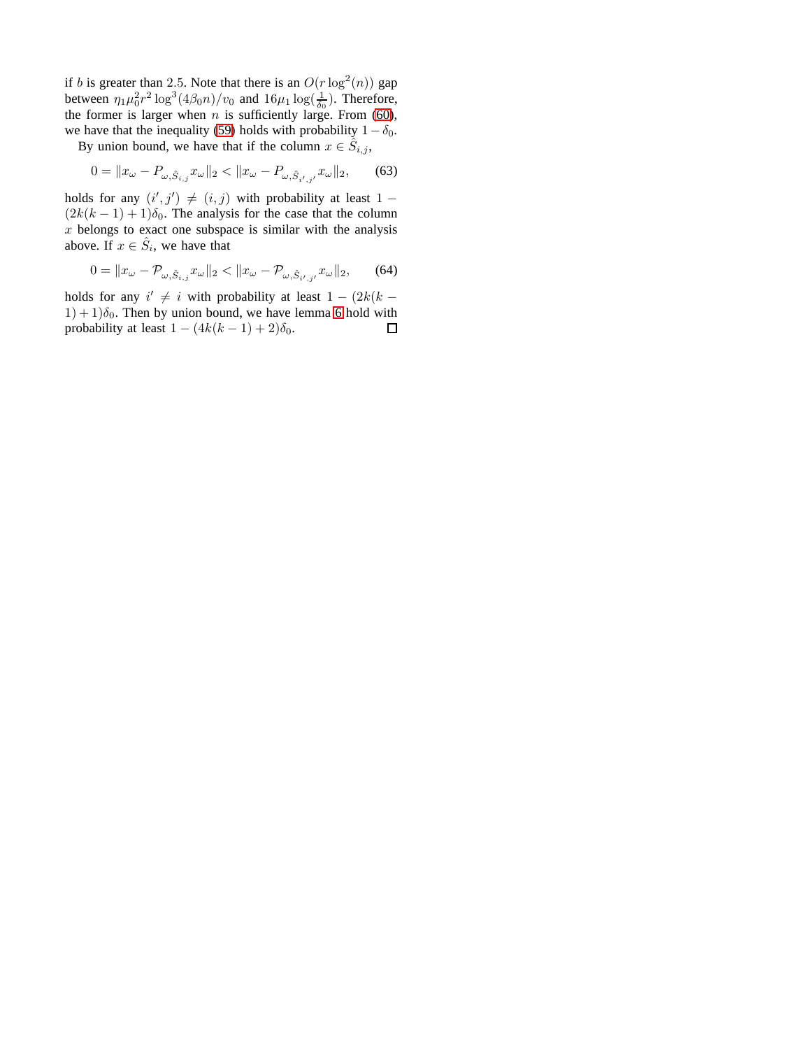if $b$ is greater than 2.5. Note that there is an $O(r\log^2(n))$ gap between $\eta_1\mu_0^2 r^2 \log^3(4\beta_0 n)/v_0$ and $16\mu_1\log(\frac{1}{\delta_0})$. Therefore, the former is larger when $n$ is sufficiently large. From (60), we have that the inequality (59) holds with probability $1-\delta_0$.

By union bound, we have that if the column $x \in \hat{S}_{i,j}$,

$$0 = \|x_\omega - P_{\omega,\hat{S}_{i,j}} x_\omega\|_2 < \|x_\omega - P_{\omega,\hat{S}_{i',j'}} x_\omega\|_2, \tag{63}$$

holds for any $(i',j') \neq (i,j)$ with probability at least $1-(2k(k-1)+1)\delta_0$. The analysis for the case that the column $x$ belongs to exact one subspace is similar with the analysis above. If $x \in \hat{S}_i$, we have that

$$0 = \|x_\omega - \mathcal{P}_{\omega,\hat{S}_{i,j}} x_\omega\|_2 < \|x_\omega - \mathcal{P}_{\omega,\hat{S}_{i',j'}} x_\omega\|_2, \tag{64}$$

holds for any $i' \neq i$ with probability at least $1-(2k(k-1)+1)\delta_0$. Then by union bound, we have lemma 6 hold with probability at least $1-(4k(k-1)+2)\delta_0$. $\square$